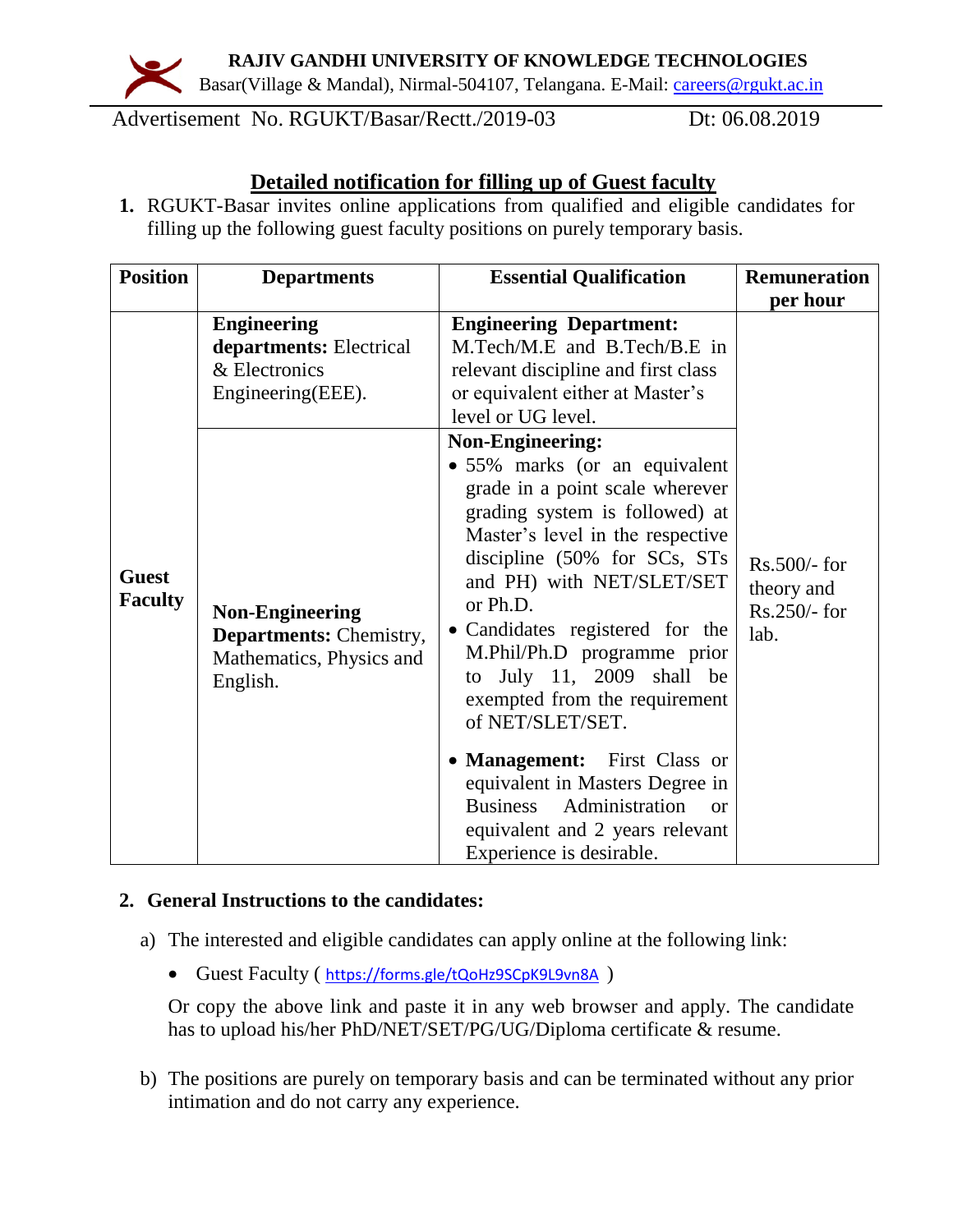**RAJIV GANDHI UNIVERSITY OF KNOWLEDGE TECHNOLOGIES**

Basar(Village & Mandal), Nirmal-504107, Telangana. E-Mail: careers@rgukt.ac.in

Advertisement No. RGUKT/Basar/Rectt./2019-03 Dt: 06.08.2019

## Detailed notification for filling up of Guest faculty

1. RGUKT-Basar invites online applications from qualified and eligible candidates for filling up the following guest faculty positions on purely temporary basis.

| Position | Departments | Essential Qualification | Remuneration per hour |
|---|---|---|---|
| Guest Faculty | **Engineering departments:** Electrical & Electronics Engineering(EEE). | **Engineering Department:** M.Tech/M.E and B.Tech/B.E in relevant discipline and first class or equivalent either at Master's level or UG level. | Rs.500/- for theory and Rs.250/- for lab. |
| | **Non-Engineering Departments:** Chemistry, Mathematics, Physics and English. | **Non-Engineering:** • 55% marks (or an equivalent grade in a point scale wherever grading system is followed) at Master's level in the respective discipline (50% for SCs, STs and PH) with NET/SLET/SET or Ph.D. • Candidates registered for the M.Phil/Ph.D programme prior to July 11, 2009 shall be exempted from the requirement of NET/SLET/SET. • **Management:** First Class or equivalent in Masters Degree in Business Administration or equivalent and 2 years relevant Experience is desirable. | |

2. **General Instructions to the candidates:**

a) The interested and eligible candidates can apply online at the following link:

- Guest Faculty ( https://forms.gle/tQoHz9SCpK9L9vn8A )

Or copy the above link and paste it in any web browser and apply. The candidate has to upload his/her PhD/NET/SET/PG/UG/Diploma certificate & resume.

b) The positions are purely on temporary basis and can be terminated without any prior intimation and do not carry any experience.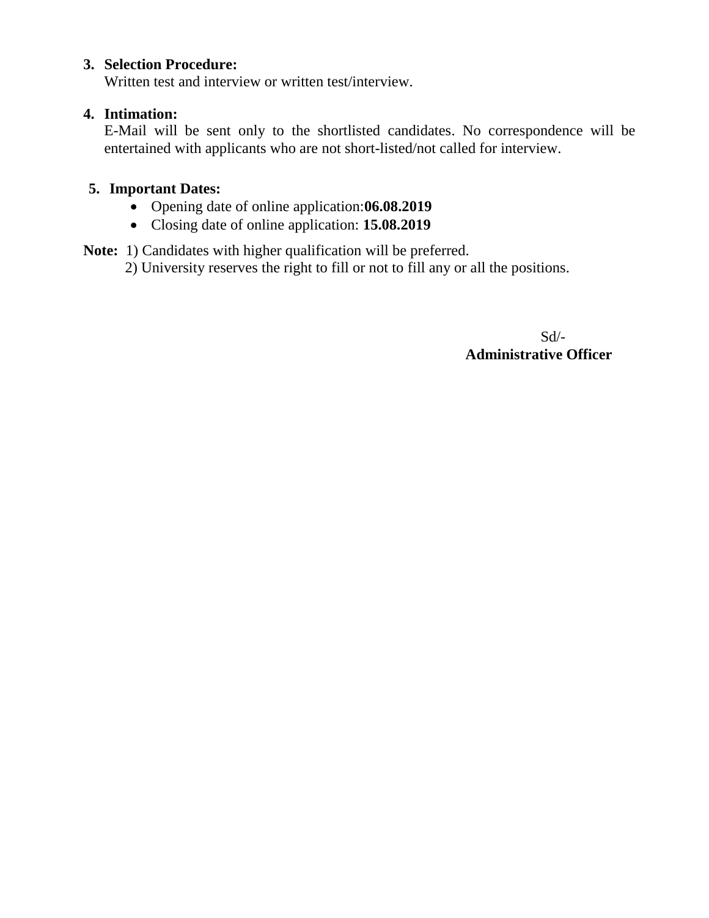3. **Selection Procedure:**
   Written test and interview or written test/interview.

4. **Intimation:**
   E-Mail will be sent only to the shortlisted candidates. No correspondence will be entertained with applicants who are not short-listed/not called for interview.

5. **Important Dates:**
   - Opening date of online application:**06.08.2019**
   - Closing date of online application: **15.08.2019**

**Note:** 1) Candidates with higher qualification will be preferred.
2) University reserves the right to fill or not to fill any or all the positions.

Sd/-
**Administrative Officer**